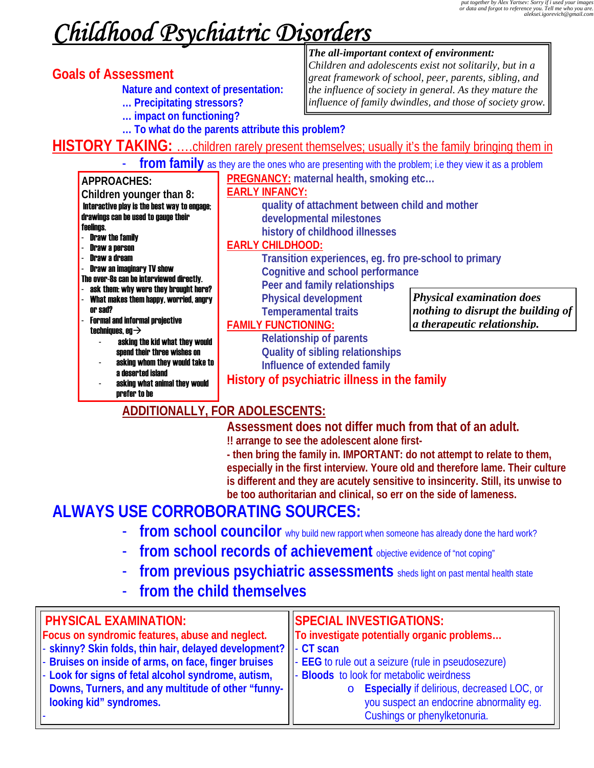*put together by Alex Yartsev: Sorry if i used your images or data and forgot to reference you. Tell me who you are. aleksei.igorevich@gmail.com*

# Childhood Psychiatric Disorders

> ***The all-important context of environment:***
> *Children and adolescents exist not solitarily, but in a great framework of school, peer, parents, sibling, and the influence of society in general. As they mature the influence of family dwindles, and those of society grow.*

## Goals of Assessment

**Nature and context of presentation:**
**… Precipitating stressors?**
**… impact on functioning?**
**… To what do the parents attribute this problem?**

## HISTORY TAKING: ….children rarely present themselves; usually it's the family bringing them in

- **from family** as they are the ones who are presenting with the problem; i.e they view it as a problem

> APPROACHES:
> Children younger than 8:
> **Interactive play is the best way to engage; drawings can be used to gauge their feelings.**
> - **Draw the family**
> - **Draw a person**
> - **Draw a dream**
> - **Draw an imaginary TV show**
>
> **The over-8s can be interviewed directly.**
> - **ask them: why were they brought here?**
> - **What makes them happy, worried, angry or sad?**
> - **Formal and informal projective techniques, eg→**
>   - **asking the kid what they would spend their three wishes on**
>   - **asking whom they would take to a deserted island**
>   - **asking what animal they would prefer to be**

**PREGNANCY:** **maternal health, smoking etc…**

**EARLY INFANCY:**
- **quality of attachment between child and mother**
- **developmental milestones**
- **history of childhood illnesses**

**EARLY CHILDHOOD:**
- **Transition experiences, eg. fro pre-school to primary**
- **Cognitive and school performance**
- **Peer and family relationships**
- **Physical development**
- **Temperamental traits**

> ***Physical examination does nothing to disrupt the building of a therapeutic relationship.***

**FAMILY FUNCTIONING:**
- **Relationship of parents**
- **Quality of sibling relationships**
- **Influence of extended family**

**History of psychiatric illness in the family**

### ADDITIONALLY, FOR ADOLESCENTS:

**Assessment does not differ much from that of an adult.**
**!! arrange to see the adolescent alone first-**
**- then bring the family in. IMPORTANT: do not attempt to relate to them, especially in the first interview. Youre old and therefore lame. Their culture is different and they are acutely sensitive to insincerity. Still, its unwise to be too authoritarian and clinical, so err on the side of lameness.**

## ALWAYS USE CORROBORATING SOURCES:

- **from school councilor** why build new rapport when someone has already done the hard work?
- **from school records of achievement** objective evidence of "not coping"
- **from previous psychiatric assessments** sheds light on past mental health state
- **from the child themselves**

### PHYSICAL EXAMINATION:

**Focus on syndromic features, abuse and neglect.**
- **skinny? Skin folds, thin hair, delayed development?**
- **Bruises on inside of arms, on face, finger bruises**
- **Look for signs of fetal alcohol syndrome, autism, Downs, Turners, and any multitude of other "funny-looking kid" syndromes.**
- 

### SPECIAL INVESTIGATIONS:

**To investigate potentially organic problems…**
- **CT scan**
- **EEG** to rule out a seizure (rule in pseudosezure)
- **Bloods** to look for metabolic weirdness
  - **Especially** if delirious, decreased LOC, or you suspect an endocrine abnormality eg. Cushings or phenylketonuria.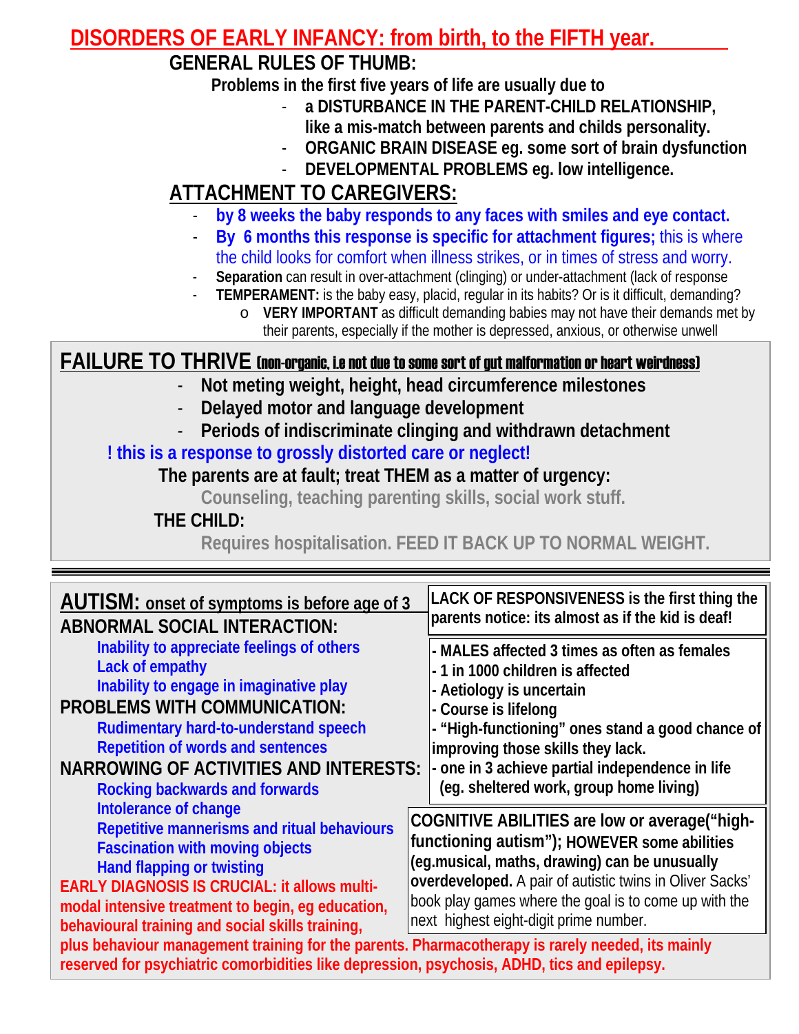# DISORDERS OF EARLY INFANCY: from birth, to the FIFTH year.

## GENERAL RULES OF THUMB:

**Problems in the first five years of life are usually due to**

- **a DISTURBANCE IN THE PARENT-CHILD RELATIONSHIP, like a mis-match between parents and childs personality.**
- **ORGANIC BRAIN DISEASE eg. some sort of brain dysfunction**
- **DEVELOPMENTAL PROBLEMS eg. low intelligence.**

## ATTACHMENT TO CAREGIVERS:

- **by 8 weeks the baby responds to any faces with smiles and eye contact.**
- **By 6 months this response is specific for attachment figures;** this is where the child looks for comfort when illness strikes, or in times of stress and worry.
- **Separation** can result in over-attachment (clinging) or under-attachment (lack of response
- **TEMPERAMENT:** is the baby easy, placid, regular in its habits? Or is it difficult, demanding?
  - **VERY IMPORTANT** as difficult demanding babies may not have their demands met by their parents, especially if the mother is depressed, anxious, or otherwise unwell

## FAILURE TO THRIVE (non-organic, i.e not due to some sort of gut malformation or heart weirdness)

- **Not meting weight, height, head circumference milestones**
- **Delayed motor and language development**
- **Periods of indiscriminate clinging and withdrawn detachment**

**! this is a response to grossly distorted care or neglect!**

**The parents are at fault; treat THEM as a matter of urgency:**

**Counseling, teaching parenting skills, social work stuff.**

**THE CHILD:**

**Requires hospitalisation. FEED IT BACK UP TO NORMAL WEIGHT.**

---

## AUTISM: onset of symptoms is before age of 3

**ABNORMAL SOCIAL INTERACTION:**

- Inability to appreciate feelings of others
- Lack of empathy
- Inability to engage in imaginative play

**PROBLEMS WITH COMMUNICATION:**

- Rudimentary hard-to-understand speech
- Repetition of words and sentences

**NARROWING OF ACTIVITIES AND INTERESTS:**

- Rocking backwards and forwards
- Intolerance of change
- Repetitive mannerisms and ritual behaviours
- Fascination with moving objects
- Hand flapping or twisting

**LACK OF RESPONSIVENESS is the first thing the parents notice: its almost as if the kid is deaf!**

- **MALES affected 3 times as often as females**
- **1 in 1000 children is affected**
- **Aetiology is uncertain**
- **Course is lifelong**
- **"High-functioning" ones stand a good chance of improving those skills they lack.**
- **one in 3 achieve partial independence in life (eg. sheltered work, group home living)**

**COGNITIVE ABILITIES are low or average("high-functioning autism"); HOWEVER some abilities (eg.musical, maths, drawing) can be unusually overdeveloped.** A pair of autistic twins in Oliver Sacks' book play games where the goal is to come up with the next highest eight-digit prime number.

**EARLY DIAGNOSIS IS CRUCIAL: it allows multi-modal intensive treatment to begin, eg education, behavioural training and social skills training, plus behaviour management training for the parents. Pharmacotherapy is rarely needed, its mainly reserved for psychiatric comorbidities like depression, psychosis, ADHD, tics and epilepsy.**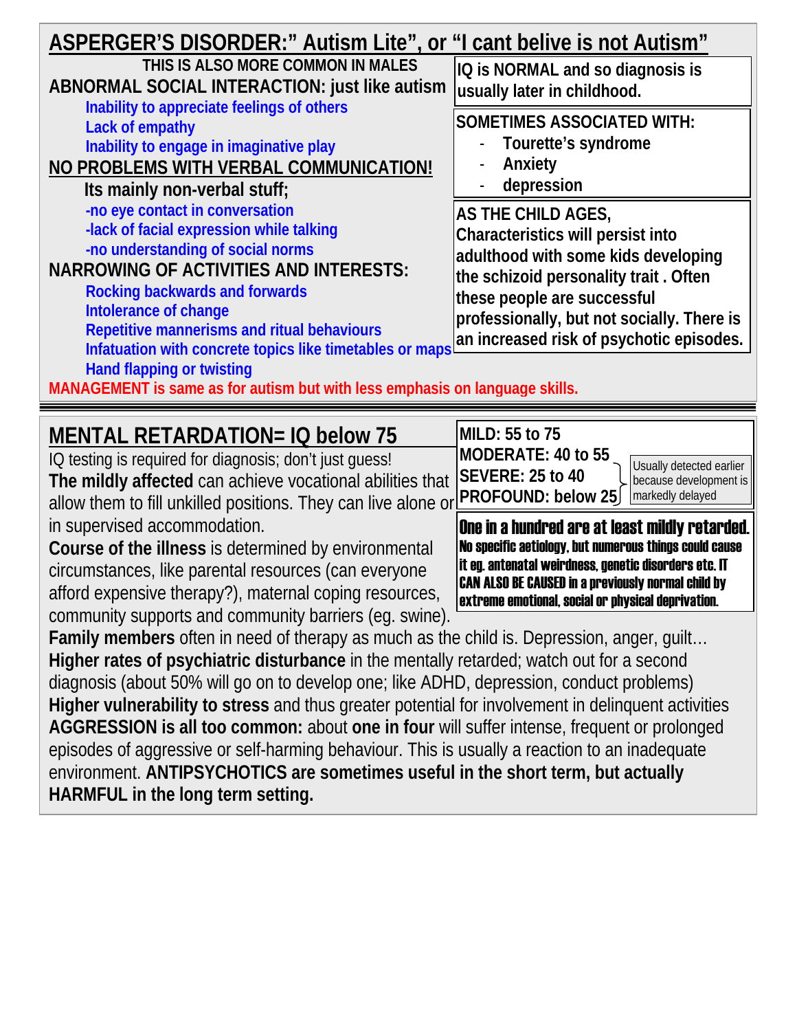## ASPERGER'S DISORDER:" Autism Lite", or "I cant belive is not Autism"

**THIS IS ALSO MORE COMMON IN MALES**

**ABNORMAL SOCIAL INTERACTION: just like autism**

- Inability to appreciate feelings of others
- Lack of empathy
- Inability to engage in imaginative play

**NO PROBLEMS WITH VERBAL COMMUNICATION!**

**Its mainly non-verbal stuff;**

- -no eye contact in conversation
- -lack of facial expression while talking
- -no understanding of social norms

**NARROWING OF ACTIVITIES AND INTERESTS:**

- Rocking backwards and forwards
- Intolerance of change
- Repetitive mannerisms and ritual behaviours
- Infatuation with concrete topics like timetables or maps
- Hand flapping or twisting

**IQ is NORMAL and so diagnosis is usually later in childhood.**

**SOMETIMES ASSOCIATED WITH:**

- Tourette's syndrome
- Anxiety
- depression

**AS THE CHILD AGES, Characteristics will persist into adulthood with some kids developing the schizoid personality trait . Often these people are successful professionally, but not socially. There is an increased risk of psychotic episodes.**

**MANAGEMENT is same as for autism but with less emphasis on language skills.**

---

## MENTAL RETARDATION= IQ below 75

**MILD: 55 to 75**
**MODERATE: 40 to 55**
**SEVERE: 25 to 40**
**PROFOUND: below 25**

(Moderate, Severe, Profound: Usually detected earlier because development is markedly delayed)

**One in a hundred are at least mildly retarded.**
**No specific aetiology, but numerous things could cause it eg. antenatal weirdness, genetic disorders etc. IT CAN ALSO BE CAUSED in a previously normal child by extreme emotional, social or physical deprivation.**

IQ testing is required for diagnosis; don't just guess!

**The mildly affected** can achieve vocational abilities that allow them to fill unkilled positions. They can live alone or in supervised accommodation.

**Course of the illness** is determined by environmental circumstances, like parental resources (can everyone afford expensive therapy?), maternal coping resources, community supports and community barriers (eg. swine).

**Family members** often in need of therapy as much as the child is. Depression, anger, guilt…

**Higher rates of psychiatric disturbance** in the mentally retarded; watch out for a second diagnosis (about 50% will go on to develop one; like ADHD, depression, conduct problems)

**Higher vulnerability to stress** and thus greater potential for involvement in delinquent activities

**AGGRESSION is all too common:** about **one in four** will suffer intense, frequent or prolonged episodes of aggressive or self-harming behaviour. This is usually a reaction to an inadequate environment. **ANTIPSYCHOTICS are sometimes useful in the short term, but actually HARMFUL in the long term setting.**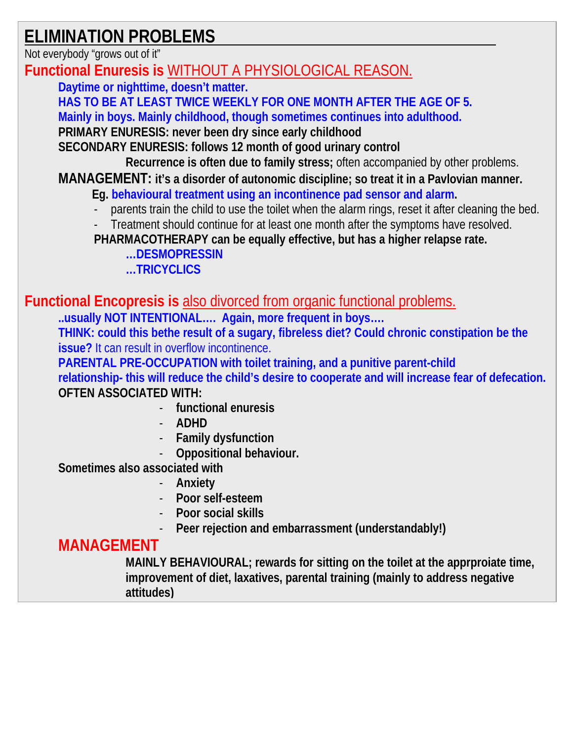# ELIMINATION PROBLEMS

Not everybody "grows out of it"

**Functional Enuresis is** WITHOUT A PHYSIOLOGICAL REASON.

**Daytime or nighttime, doesn't matter.**

**HAS TO BE AT LEAST TWICE WEEKLY FOR ONE MONTH AFTER THE AGE OF 5.**

**Mainly in boys. Mainly childhood, though sometimes continues into adulthood.**

**PRIMARY ENURESIS: never been dry since early childhood**

**SECONDARY ENURESIS: follows 12 month of good urinary control**

**Recurrence is often due to family stress;** often accompanied by other problems.

**MANAGEMENT: it's a disorder of autonomic discipline; so treat it in a Pavlovian manner.**

**Eg. behavioural treatment using an incontinence pad sensor and alarm.**

- parents train the child to use the toilet when the alarm rings, reset it after cleaning the bed.
- Treatment should continue for at least one month after the symptoms have resolved.

**PHARMACOTHERAPY can be equally effective, but has a higher relapse rate.**

**…DESMOPRESSIN**

**…TRICYCLICS**

**Functional Encopresis is** also divorced from organic functional problems.

**..usually NOT INTENTIONAL…. Again, more frequent in boys….**

**THINK: could this bethe result of a sugary, fibreless diet? Could chronic constipation be the issue?** It can result in overflow incontinence.

**PARENTAL PRE-OCCUPATION with toilet training, and a punitive parent-child relationship- this will reduce the child's desire to cooperate and will increase fear of defecation.**

**OFTEN ASSOCIATED WITH:**

- **functional enuresis**
- **ADHD**
- **Family dysfunction**
- **Oppositional behaviour.**

**Sometimes also associated with**

- **Anxiety**
- **Poor self-esteem**
- **Poor social skills**
- **Peer rejection and embarrassment (understandably!)**

## MANAGEMENT

**MAINLY BEHAVIOURAL; rewards for sitting on the toilet at the apprproiate time, improvement of diet, laxatives, parental training (mainly to address negative attitudes)**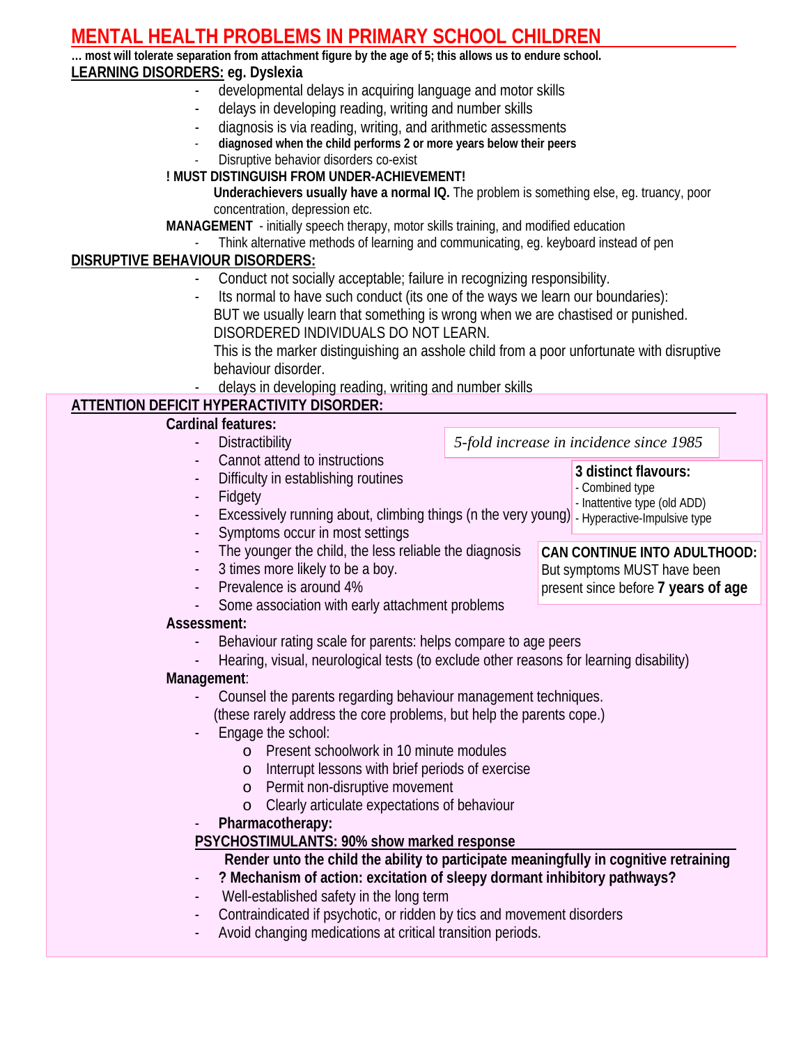# MENTAL HEALTH PROBLEMS IN PRIMARY SCHOOL CHILDREN

**… most will tolerate separation from attachment figure by the age of 5; this allows us to endure school.**

## LEARNING DISORDERS: eg. Dyslexia

- developmental delays in acquiring language and motor skills
- delays in developing reading, writing and number skills
- diagnosis is via reading, writing, and arithmetic assessments
- **diagnosed when the child performs 2 or more years below their peers**
- Disruptive behavior disorders co-exist

**! MUST DISTINGUISH FROM UNDER-ACHIEVEMENT!**

**Underachievers usually have a normal IQ.** The problem is something else, eg. truancy, poor concentration, depression etc.

**MANAGEMENT** - initially speech therapy, motor skills training, and modified education

- Think alternative methods of learning and communicating, eg. keyboard instead of pen

## DISRUPTIVE BEHAVIOUR DISORDERS:

- Conduct not socially acceptable; failure in recognizing responsibility.
- Its normal to have such conduct (its one of the ways we learn our boundaries): BUT we usually learn that something is wrong when we are chastised or punished. DISORDERED INDIVIDUALS DO NOT LEARN. This is the marker distinguishing an asshole child from a poor unfortunate with disruptive behaviour disorder.
- delays in developing reading, writing and number skills

## ATTENTION DEFICIT HYPERACTIVITY DISORDER:

**Cardinal features:**

- Distractibility
- Cannot attend to instructions
- Difficulty in establishing routines
- Fidgety
- Excessively running about, climbing things (n the very young)
- Symptoms occur in most settings
- The younger the child, the less reliable the diagnosis
- 3 times more likely to be a boy.
- Prevalence is around 4%
- Some association with early attachment problems

*5-fold increase in incidence since 1985*

**3 distinct flavours:**
- Combined type
- Inattentive type (old ADD)
- Hyperactive-Impulsive type

**CAN CONTINUE INTO ADULTHOOD:** But symptoms MUST have been present since before **7 years of age**

**Assessment:**

- Behaviour rating scale for parents: helps compare to age peers
- Hearing, visual, neurological tests (to exclude other reasons for learning disability)

**Management**:

- Counsel the parents regarding behaviour management techniques. (these rarely address the core problems, but help the parents cope.)
- Engage the school:
  - Present schoolwork in 10 minute modules
  - Interrupt lessons with brief periods of exercise
  - Permit non-disruptive movement
  - Clearly articulate expectations of behaviour
- **Pharmacotherapy:**

**PSYCHOSTIMULANTS: 90% show marked response**

**Render unto the child the ability to participate meaningfully in cognitive retraining**

- **? Mechanism of action: excitation of sleepy dormant inhibitory pathways?**
- Well-established safety in the long term
- Contraindicated if psychotic, or ridden by tics and movement disorders
- Avoid changing medications at critical transition periods.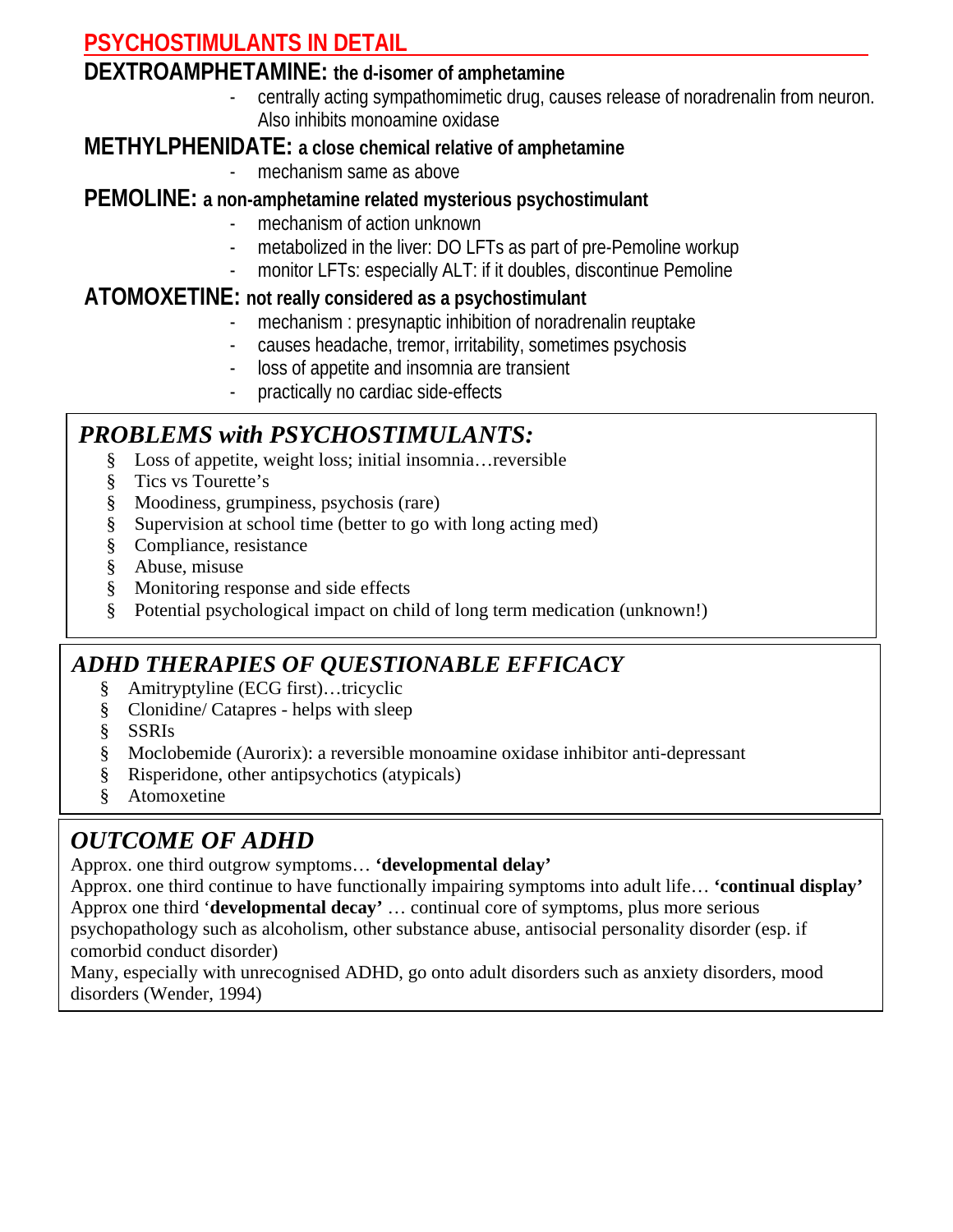## PSYCHOSTIMULANTS IN DETAIL

### DEXTROAMPHETAMINE: the d-isomer of amphetamine

- centrally acting sympathomimetic drug, causes release of noradrenalin from neuron. Also inhibits monoamine oxidase

### METHYLPHENIDATE: a close chemical relative of amphetamine

- mechanism same as above

### PEMOLINE: a non-amphetamine related mysterious psychostimulant

- mechanism of action unknown
- metabolized in the liver: DO LFTs as part of pre-Pemoline workup
- monitor LFTs: especially ALT: if it doubles, discontinue Pemoline

### ATOMOXETINE: not really considered as a psychostimulant

- mechanism : presynaptic inhibition of noradrenalin reuptake
- causes headache, tremor, irritability, sometimes psychosis
- loss of appetite and insomnia are transient
- practically no cardiac side-effects

## *PROBLEMS with PSYCHOSTIMULANTS:*

- Loss of appetite, weight loss; initial insomnia…reversible
- Tics vs Tourette's
- Moodiness, grumpiness, psychosis (rare)
- Supervision at school time (better to go with long acting med)
- Compliance, resistance
- Abuse, misuse
- Monitoring response and side effects
- Potential psychological impact on child of long term medication (unknown!)

## *ADHD THERAPIES OF QUESTIONABLE EFFICACY*

- Amitryptyline (ECG first)…tricyclic
- Clonidine/ Catapres - helps with sleep
- SSRIs
- Moclobemide (Aurorix): a reversible monoamine oxidase inhibitor anti-depressant
- Risperidone, other antipsychotics (atypicals)
- Atomoxetine

## *OUTCOME OF ADHD*

Approx. one third outgrow symptoms… **'developmental delay'**
Approx. one third continue to have functionally impairing symptoms into adult life… **'continual display'**
Approx one third '**developmental decay'** … continual core of symptoms, plus more serious psychopathology such as alcoholism, other substance abuse, antisocial personality disorder (esp. if comorbid conduct disorder)
Many, especially with unrecognised ADHD, go onto adult disorders such as anxiety disorders, mood disorders (Wender, 1994)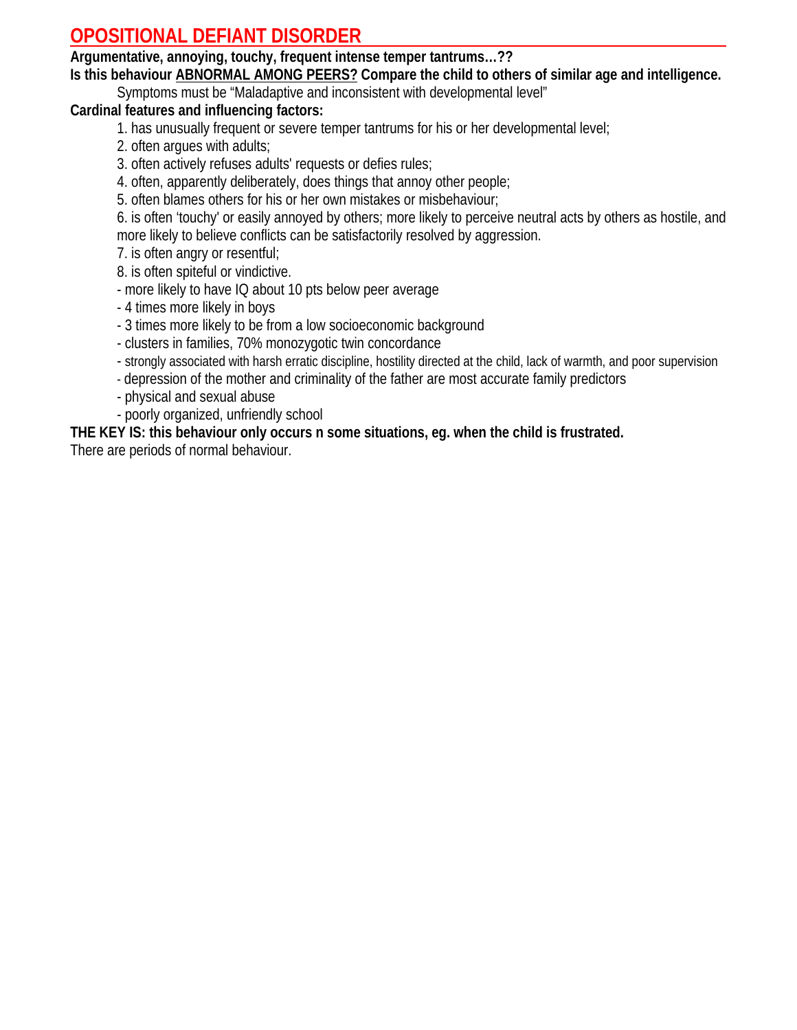# OPOSITIONAL DEFIANT DISORDER

**Argumentative, annoying, touchy, frequent intense temper tantrums…??**

**Is this behaviour <u>ABNORMAL AMONG PEERS?</u> Compare the child to others of similar age and intelligence.**

Symptoms must be "Maladaptive and inconsistent with developmental level"

**Cardinal features and influencing factors:**

1. has unusually frequent or severe temper tantrums for his or her developmental level;
2. often argues with adults;
3. often actively refuses adults' requests or defies rules;
4. often, apparently deliberately, does things that annoy other people;
5. often blames others for his or her own mistakes or misbehaviour;
6. is often 'touchy' or easily annoyed by others; more likely to perceive neutral acts by others as hostile, and more likely to believe conflicts can be satisfactorily resolved by aggression.
7. is often angry or resentful;
8. is often spiteful or vindictive.

- more likely to have IQ about 10 pts below peer average
- 4 times more likely in boys
- 3 times more likely to be from a low socioeconomic background
- clusters in families, 70% monozygotic twin concordance
- strongly associated with harsh erratic discipline, hostility directed at the child, lack of warmth, and poor supervision
- depression of the mother and criminality of the father are most accurate family predictors
- physical and sexual abuse
- poorly organized, unfriendly school

**THE KEY IS: this behaviour only occurs n some situations, eg. when the child is frustrated.**

There are periods of normal behaviour.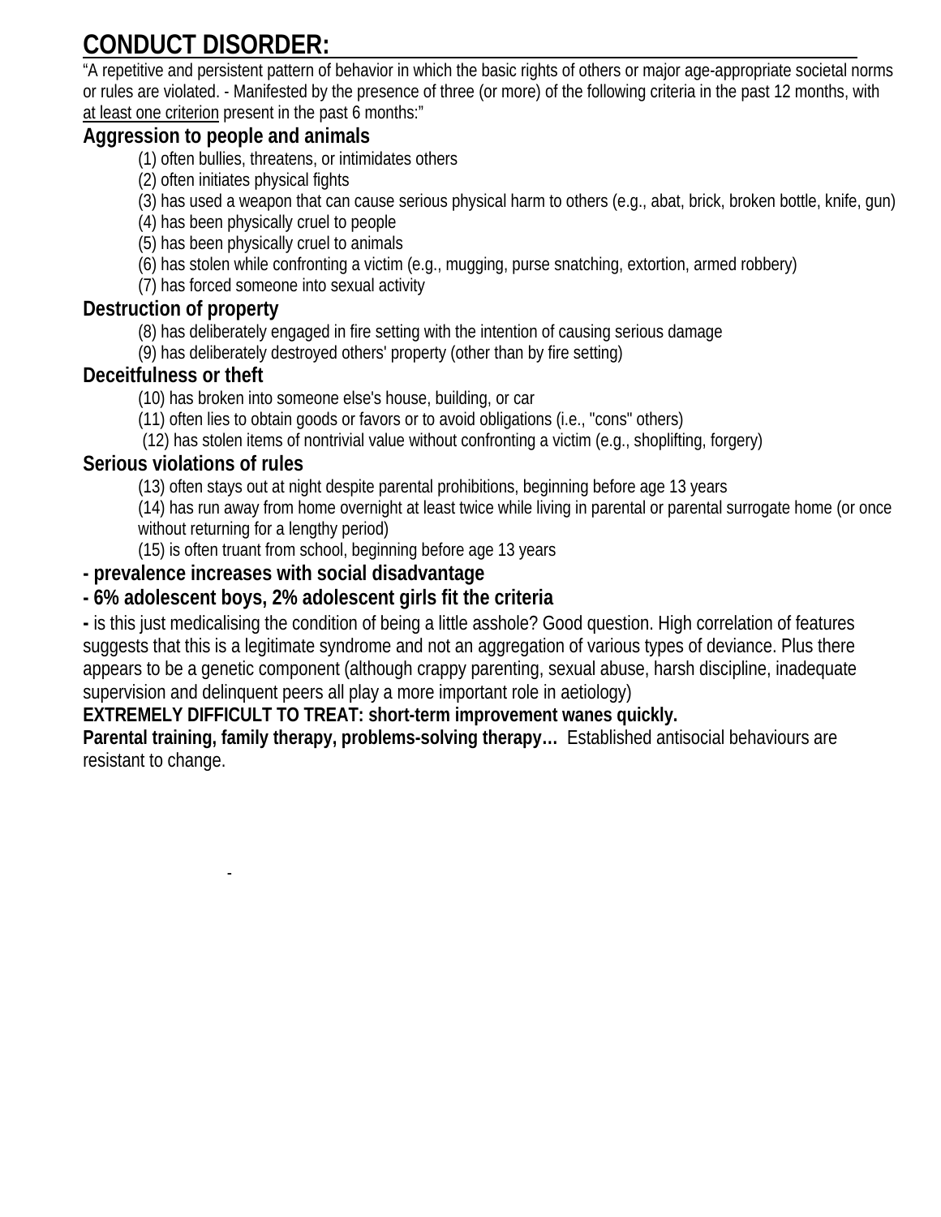# CONDUCT DISORDER:

"A repetitive and persistent pattern of behavior in which the basic rights of others or major age-appropriate societal norms or rules are violated. - Manifested by the presence of three (or more) of the following criteria in the past 12 months, with <u>at least one criterion</u> present in the past 6 months:"

**Aggression to people and animals**

(1) often bullies, threatens, or intimidates others
(2) often initiates physical fights
(3) has used a weapon that can cause serious physical harm to others (e.g., abat, brick, broken bottle, knife, gun)
(4) has been physically cruel to people
(5) has been physically cruel to animals
(6) has stolen while confronting a victim (e.g., mugging, purse snatching, extortion, armed robbery)
(7) has forced someone into sexual activity

**Destruction of property**

(8) has deliberately engaged in fire setting with the intention of causing serious damage
(9) has deliberately destroyed others' property (other than by fire setting)

**Deceitfulness or theft**

(10) has broken into someone else's house, building, or car
(11) often lies to obtain goods or favors or to avoid obligations (i.e., "cons" others)
(12) has stolen items of nontrivial value without confronting a victim (e.g., shoplifting, forgery)

**Serious violations of rules**

(13) often stays out at night despite parental prohibitions, beginning before age 13 years
(14) has run away from home overnight at least twice while living in parental or parental surrogate home (or once without returning for a lengthy period)
(15) is often truant from school, beginning before age 13 years

**- prevalence increases with social disadvantage**

**- 6% adolescent boys, 2% adolescent girls fit the criteria**

**-** is this just medicalising the condition of being a little asshole? Good question. High correlation of features suggests that this is a legitimate syndrome and not an aggregation of various types of deviance. Plus there appears to be a genetic component (although crappy parenting, sexual abuse, harsh discipline, inadequate supervision and delinquent peers all play a more important role in aetiology)

**EXTREMELY DIFFICULT TO TREAT: short-term improvement wanes quickly.**

**Parental training, family therapy, problems-solving therapy…** Established antisocial behaviours are resistant to change.

-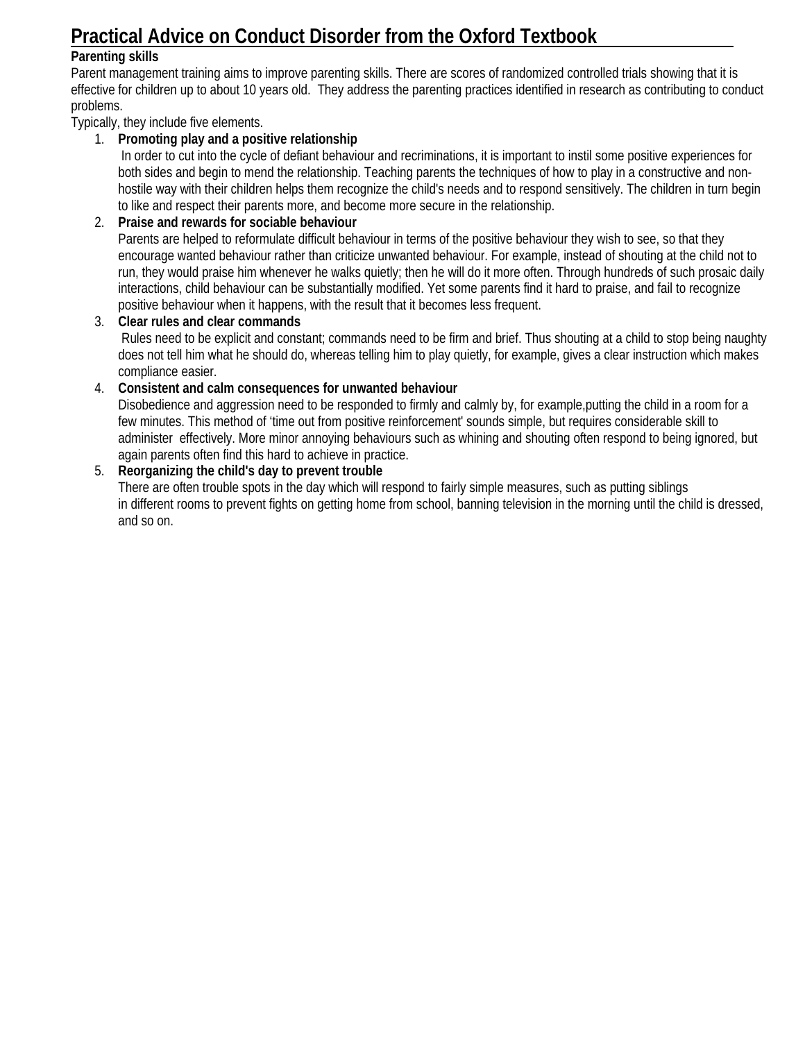# Practical Advice on Conduct Disorder from the Oxford Textbook

**Parenting skills**

Parent management training aims to improve parenting skills. There are scores of randomized controlled trials showing that it is effective for children up to about 10 years old. They address the parenting practices identified in research as contributing to conduct problems.

Typically, they include five elements.

1. **Promoting play and a positive relationship**
   In order to cut into the cycle of defiant behaviour and recriminations, it is important to instil some positive experiences for both sides and begin to mend the relationship. Teaching parents the techniques of how to play in a constructive and non-hostile way with their children helps them recognize the child's needs and to respond sensitively. The children in turn begin to like and respect their parents more, and become more secure in the relationship.
2. **Praise and rewards for sociable behaviour**
   Parents are helped to reformulate difficult behaviour in terms of the positive behaviour they wish to see, so that they encourage wanted behaviour rather than criticize unwanted behaviour. For example, instead of shouting at the child not to run, they would praise him whenever he walks quietly; then he will do it more often. Through hundreds of such prosaic daily interactions, child behaviour can be substantially modified. Yet some parents find it hard to praise, and fail to recognize positive behaviour when it happens, with the result that it becomes less frequent.
3. **Clear rules and clear commands**
   Rules need to be explicit and constant; commands need to be firm and brief. Thus shouting at a child to stop being naughty does not tell him what he should do, whereas telling him to play quietly, for example, gives a clear instruction which makes compliance easier.
4. **Consistent and calm consequences for unwanted behaviour**
   Disobedience and aggression need to be responded to firmly and calmly by, for example,putting the child in a room for a few minutes. This method of 'time out from positive reinforcement' sounds simple, but requires considerable skill to administer effectively. More minor annoying behaviours such as whining and shouting often respond to being ignored, but again parents often find this hard to achieve in practice.
5. **Reorganizing the child's day to prevent trouble**
   There are often trouble spots in the day which will respond to fairly simple measures, such as putting siblings in different rooms to prevent fights on getting home from school, banning television in the morning until the child is dressed, and so on.